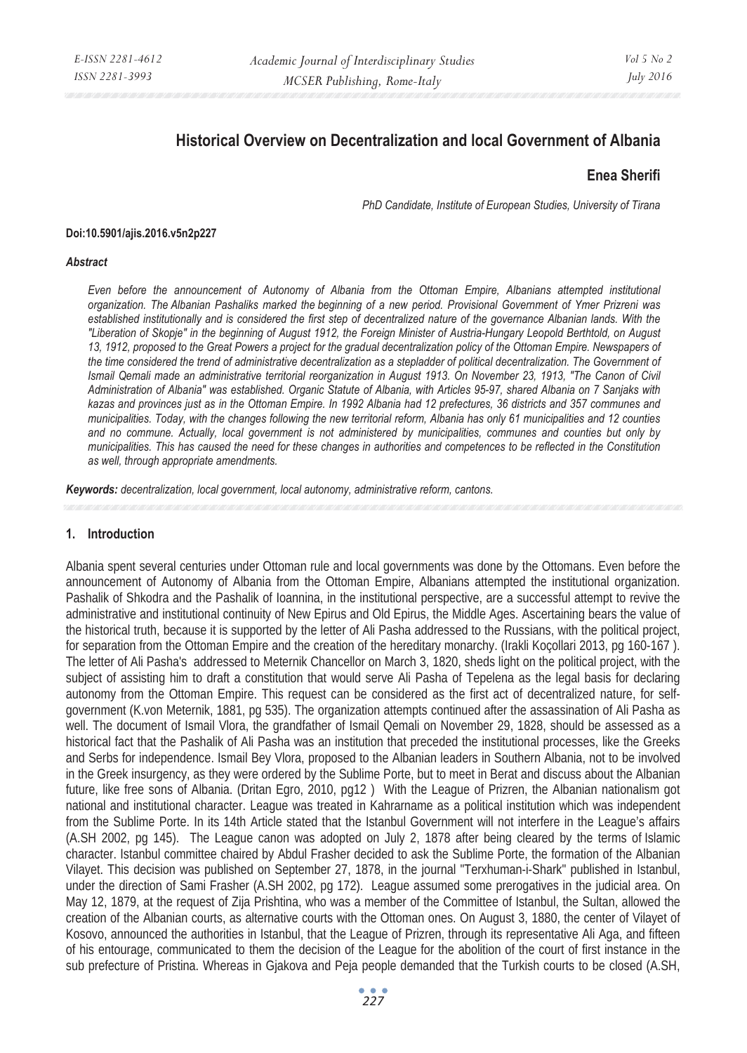# Historical Overview on Decentralization and local Government of Albania

**Enea Sherifi**

*PhD Candidate, Institute of European Studies, University of Tirana*

**Doi:10.5901/ajis.2016.v5n2p227**

***Abstract***

*Even before the announcement of Autonomy of Albania from the Ottoman Empire, Albanians attempted institutional organization. The Albanian Pashaliks marked the beginning of a new period. Provisional Government of Ymer Prizreni was established institutionally and is considered the first step of decentralized nature of the governance Albanian lands. With the "Liberation of Skopje" in the beginning of August 1912, the Foreign Minister of Austria-Hungary Leopold Berthtold, on August 13, 1912, proposed to the Great Powers a project for the gradual decentralization policy of the Ottoman Empire. Newspapers of the time considered the trend of administrative decentralization as a stepladder of political decentralization. The Government of Ismail Qemali made an administrative territorial reorganization in August 1913. On November 23, 1913, "The Canon of Civil Administration of Albania" was established. Organic Statute of Albania, with Articles 95-97, shared Albania on 7 Sanjaks with kazas and provinces just as in the Ottoman Empire. In 1992 Albania had 12 prefectures, 36 districts and 357 communes and municipalities. Today, with the changes following the new territorial reform, Albania has only 61 municipalities and 12 counties and no commune. Actually, local government is not administered by municipalities, communes and counties but only by municipalities. This has caused the need for these changes in authorities and competences to be reflected in the Constitution as well, through appropriate amendments.*

***Keywords:*** *decentralization, local government, local autonomy, administrative reform, cantons.*

## 1. Introduction

Albania spent several centuries under Ottoman rule and local governments was done by the Ottomans. Even before the announcement of Autonomy of Albania from the Ottoman Empire, Albanians attempted the institutional organization. Pashalik of Shkodra and the Pashalik of Ioannina, in the institutional perspective, are a successful attempt to revive the administrative and institutional continuity of New Epirus and Old Epirus, the Middle Ages. Ascertaining bears the value of the historical truth, because it is supported by the letter of Ali Pasha addressed to the Russians, with the political project, for separation from the Ottoman Empire and the creation of the hereditary monarchy. (Irakli Koçollari 2013, pg 160-167 ). The letter of Ali Pasha's addressed to Meternik Chancellor on March 3, 1820, sheds light on the political project, with the subject of assisting him to draft a constitution that would serve Ali Pasha of Tepelena as the legal basis for declaring autonomy from the Ottoman Empire. This request can be considered as the first act of decentralized nature, for self-government (K.von Meternik, 1881, pg 535). The organization attempts continued after the assassination of Ali Pasha as well. The document of Ismail Vlora, the grandfather of Ismail Qemali on November 29, 1828, should be assessed as a historical fact that the Pashalik of Ali Pasha was an institution that preceded the institutional processes, like the Greeks and Serbs for independence. Ismail Bey Vlora, proposed to the Albanian leaders in Southern Albania, not to be involved in the Greek insurgency, as they were ordered by the Sublime Porte, but to meet in Berat and discuss about the Albanian future, like free sons of Albania. (Dritan Egro, 2010, pg12 ) With the League of Prizren, the Albanian nationalism got national and institutional character. League was treated in Kahrarname as a political institution which was independent from the Sublime Porte. In its 14th Article stated that the Istanbul Government will not interfere in the League's affairs (A.SH 2002, pg 145). The League canon was adopted on July 2, 1878 after being cleared by the terms of Islamic character. Istanbul committee chaired by Abdul Frasher decided to ask the Sublime Porte, the formation of the Albanian Vilayet. This decision was published on September 27, 1878, in the journal "Terxhuman-i-Shark" published in Istanbul, under the direction of Sami Frasher (A.SH 2002, pg 172). League assumed some prerogatives in the judicial area. On May 12, 1879, at the request of Zija Prishtina, who was a member of the Committee of Istanbul, the Sultan, allowed the creation of the Albanian courts, as alternative courts with the Ottoman ones. On August 3, 1880, the center of Vilayet of Kosovo, announced the authorities in Istanbul, that the League of Prizren, through its representative Ali Aga, and fifteen of his entourage, communicated to them the decision of the League for the abolition of the court of first instance in the sub prefecture of Pristina. Whereas in Gjakova and Peja people demanded that the Turkish courts to be closed (A.SH,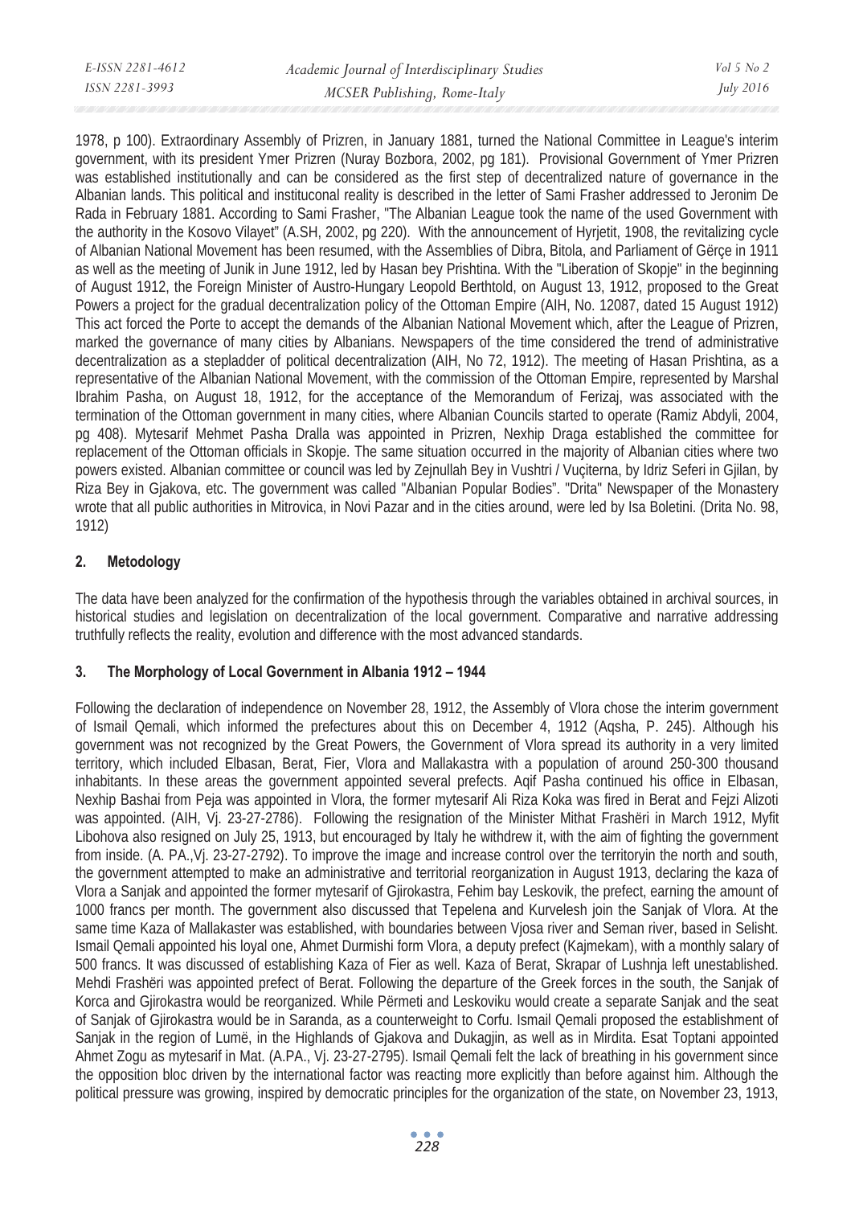1978, p 100). Extraordinary Assembly of Prizren, in January 1881, turned the National Committee in League's interim government, with its president Ymer Prizren (Nuray Bozbora, 2002, pg 181). Provisional Government of Ymer Prizren was established institutionally and can be considered as the first step of decentralized nature of governance in the Albanian lands. This political and instituconal reality is described in the letter of Sami Frasher addressed to Jeronim De Rada in February 1881. According to Sami Frasher, "The Albanian League took the name of the used Government with the authority in the Kosovo Vilayet" (A.SH, 2002, pg 220). With the announcement of Hyrjetit, 1908, the revitalizing cycle of Albanian National Movement has been resumed, with the Assemblies of Dibra, Bitola, and Parliament of Gërçe in 1911 as well as the meeting of Junik in June 1912, led by Hasan bey Prishtina. With the "Liberation of Skopje" in the beginning of August 1912, the Foreign Minister of Austro-Hungary Leopold Berthtold, on August 13, 1912, proposed to the Great Powers a project for the gradual decentralization policy of the Ottoman Empire (AIH, No. 12087, dated 15 August 1912) This act forced the Porte to accept the demands of the Albanian National Movement which, after the League of Prizren, marked the governance of many cities by Albanians. Newspapers of the time considered the trend of administrative decentralization as a stepladder of political decentralization (AIH, No 72, 1912). The meeting of Hasan Prishtina, as a representative of the Albanian National Movement, with the commission of the Ottoman Empire, represented by Marshal Ibrahim Pasha, on August 18, 1912, for the acceptance of the Memorandum of Ferizaj, was associated with the termination of the Ottoman government in many cities, where Albanian Councils started to operate (Ramiz Abdyli, 2004, pg 408). Mytesarif Mehmet Pasha Dralla was appointed in Prizren, Nexhip Draga established the committee for replacement of the Ottoman officials in Skopje. The same situation occurred in the majority of Albanian cities where two powers existed. Albanian committee or council was led by Zejnullah Bey in Vushtri / Vuçiterna, by Idriz Seferi in Gjilan, by Riza Bey in Gjakova, etc. The government was called "Albanian Popular Bodies". "Drita" Newspaper of the Monastery wrote that all public authorities in Mitrovica, in Novi Pazar and in the cities around, were led by Isa Boletini. (Drita No. 98, 1912)

## 2. Metodology

The data have been analyzed for the confirmation of the hypothesis through the variables obtained in archival sources, in historical studies and legislation on decentralization of the local government. Comparative and narrative addressing truthfully reflects the reality, evolution and difference with the most advanced standards.

## 3. The Morphology of Local Government in Albania 1912 – 1944

Following the declaration of independence on November 28, 1912, the Assembly of Vlora chose the interim government of Ismail Qemali, which informed the prefectures about this on December 4, 1912 (Aqsha, P. 245). Although his government was not recognized by the Great Powers, the Government of Vlora spread its authority in a very limited territory, which included Elbasan, Berat, Fier, Vlora and Mallakastra with a population of around 250-300 thousand inhabitants. In these areas the government appointed several prefects. Aqif Pasha continued his office in Elbasan, Nexhip Bashai from Peja was appointed in Vlora, the former mytesarif Ali Riza Koka was fired in Berat and Fejzi Alizoti was appointed. (AIH, Vj. 23-27-2786). Following the resignation of the Minister Mithat Frashëri in March 1912, Myfit Libohova also resigned on July 25, 1913, but encouraged by Italy he withdrew it, with the aim of fighting the government from inside. (A. PA.,Vj. 23-27-2792). To improve the image and increase control over the territoryin the north and south, the government attempted to make an administrative and territorial reorganization in August 1913, declaring the kaza of Vlora a Sanjak and appointed the former mytesarif of Gjirokastra, Fehim bay Leskovik, the prefect, earning the amount of 1000 francs per month. The government also discussed that Tepelena and Kurvelesh join the Sanjak of Vlora. At the same time Kaza of Mallakaster was established, with boundaries between Vjosa river and Seman river, based in Selisht. Ismail Qemali appointed his loyal one, Ahmet Durmishi form Vlora, a deputy prefect (Kajmekam), with a monthly salary of 500 francs. It was discussed of establishing Kaza of Fier as well. Kaza of Berat, Skrapar of Lushnja left unestablished. Mehdi Frashëri was appointed prefect of Berat. Following the departure of the Greek forces in the south, the Sanjak of Korca and Gjirokastra would be reorganized. While Përmeti and Leskoviku would create a separate Sanjak and the seat of Sanjak of Gjirokastra would be in Saranda, as a counterweight to Corfu. Ismail Qemali proposed the establishment of Sanjak in the region of Lumë, in the Highlands of Gjakova and Dukagjin, as well as in Mirdita. Esat Toptani appointed Ahmet Zogu as mytesarif in Mat. (A.PA., Vj. 23-27-2795). Ismail Qemali felt the lack of breathing in his government since the opposition bloc driven by the international factor was reacting more explicitly than before against him. Although the political pressure was growing, inspired by democratic principles for the organization of the state, on November 23, 1913,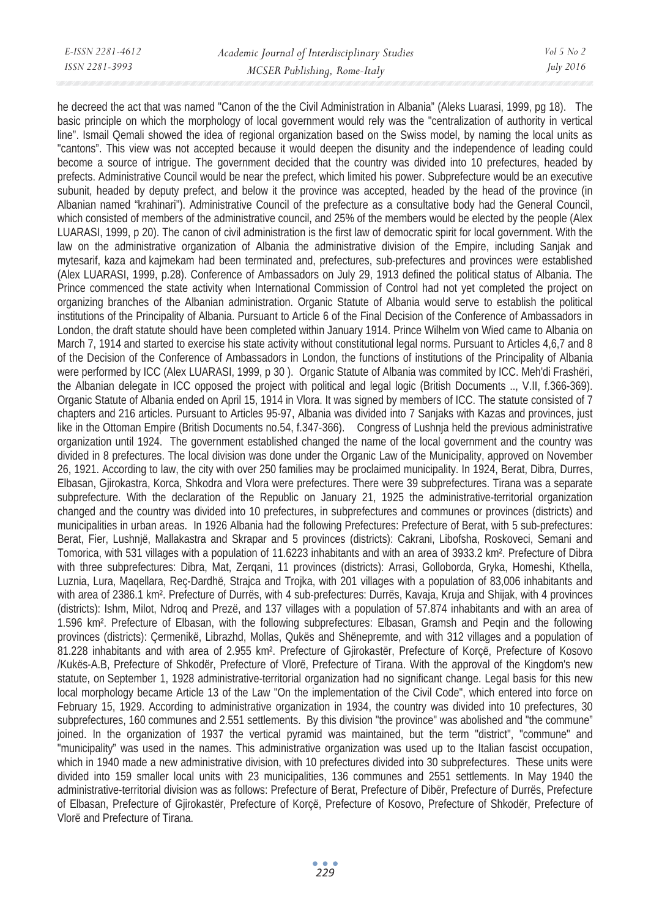he decreed the act that was named "Canon of the the Civil Administration in Albania" (Aleks Luarasi, 1999, pg 18). The basic principle on which the morphology of local government would rely was the "centralization of authority in vertical line". Ismail Qemali showed the idea of regional organization based on the Swiss model, by naming the local units as "cantons". This view was not accepted because it would deepen the disunity and the independence of leading could become a source of intrigue. The government decided that the country was divided into 10 prefectures, headed by prefects. Administrative Council would be near the prefect, which limited his power. Subprefecture would be an executive subunit, headed by deputy prefect, and below it the province was accepted, headed by the head of the province (in Albanian named "krahinari"). Administrative Council of the prefecture as a consultative body had the General Council, which consisted of members of the administrative council, and 25% of the members would be elected by the people (Alex LUARASI, 1999, p 20). The canon of civil administration is the first law of democratic spirit for local government. With the law on the administrative organization of Albania the administrative division of the Empire, including Sanjak and mytesarif, kaza and kajmekam had been terminated and, prefectures, sub-prefectures and provinces were established (Alex LUARASI, 1999, p.28). Conference of Ambassadors on July 29, 1913 defined the political status of Albania. The Prince commenced the state activity when International Commission of Control had not yet completed the project on organizing branches of the Albanian administration. Organic Statute of Albania would serve to establish the political institutions of the Principality of Albania. Pursuant to Article 6 of the Final Decision of the Conference of Ambassadors in London, the draft statute should have been completed within January 1914. Prince Wilhelm von Wied came to Albania on March 7, 1914 and started to exercise his state activity without constitutional legal norms. Pursuant to Articles 4,6,7 and 8 of the Decision of the Conference of Ambassadors in London, the functions of institutions of the Principality of Albania were performed by ICC (Alex LUARASI, 1999, p 30 ). Organic Statute of Albania was commited by ICC. Meh'di Frashëri, the Albanian delegate in ICC opposed the project with political and legal logic (British Documents .., V.II, f.366-369). Organic Statute of Albania ended on April 15, 1914 in Vlora. It was signed by members of ICC. The statute consisted of 7 chapters and 216 articles. Pursuant to Articles 95-97, Albania was divided into 7 Sanjaks with Kazas and provinces, just like in the Ottoman Empire (British Documents no.54, f.347-366). Congress of Lushnja held the previous administrative organization until 1924. The government established changed the name of the local government and the country was divided in 8 prefectures. The local division was done under the Organic Law of the Municipality, approved on November 26, 1921. According to law, the city with over 250 families may be proclaimed municipality. In 1924, Berat, Dibra, Durres, Elbasan, Gjirokastra, Korca, Shkodra and Vlora were prefectures. There were 39 subprefectures. Tirana was a separate subprefecture. With the declaration of the Republic on January 21, 1925 the administrative-territorial organization changed and the country was divided into 10 prefectures, in subprefectures and communes or provinces (districts) and municipalities in urban areas. In 1926 Albania had the following Prefectures: Prefecture of Berat, with 5 sub-prefectures: Berat, Fier, Lushnjë, Mallakastra and Skrapar and 5 provinces (districts): Cakrani, Libofsha, Roskoveci, Semani and Tomorica, with 531 villages with a population of 11.6223 inhabitants and with an area of 3933.2 km². Prefecture of Dibra with three subprefectures: Dibra, Mat, Zerqani, 11 provinces (districts): Arrasi, Golloborda, Gryka, Homeshi, Kthella, Luznia, Lura, Maqellara, Reç-Dardhë, Strajca and Trojka, with 201 villages with a population of 83,006 inhabitants and with area of 2386.1 km². Prefecture of Durrës, with 4 sub-prefectures: Durrës, Kavaja, Kruja and Shijak, with 4 provinces (districts): Ishm, Milot, Ndroq and Prezë, and 137 villages with a population of 57.874 inhabitants and with an area of 1.596 km². Prefecture of Elbasan, with the following subprefectures: Elbasan, Gramsh and Peqin and the following provinces (districts): Çermenikë, Librazhd, Mollas, Qukës and Shënepremte, and with 312 villages and a population of 81.228 inhabitants and with area of 2.955 km². Prefecture of Gjirokastër, Prefecture of Korçë, Prefecture of Kosovo /Kukës-A.B, Prefecture of Shkodër, Prefecture of Vlorë, Prefecture of Tirana. With the approval of the Kingdom's new statute, on September 1, 1928 administrative-territorial organization had no significant change. Legal basis for this new local morphology became Article 13 of the Law "On the implementation of the Civil Code", which entered into force on February 15, 1929. According to administrative organization in 1934, the country was divided into 10 prefectures, 30 subprefectures, 160 communes and 2.551 settlements. By this division "the province" was abolished and "the commune" joined. In the organization of 1937 the vertical pyramid was maintained, but the term "district", "commune" and "municipality" was used in the names. This administrative organization was used up to the Italian fascist occupation, which in 1940 made a new administrative division, with 10 prefectures divided into 30 subprefectures. These units were divided into 159 smaller local units with 23 municipalities, 136 communes and 2551 settlements. In May 1940 the administrative-territorial division was as follows: Prefecture of Berat, Prefecture of Dibër, Prefecture of Durrës, Prefecture of Elbasan, Prefecture of Gjirokastër, Prefecture of Korçë, Prefecture of Kosovo, Prefecture of Shkodër, Prefecture of Vlorë and Prefecture of Tirana.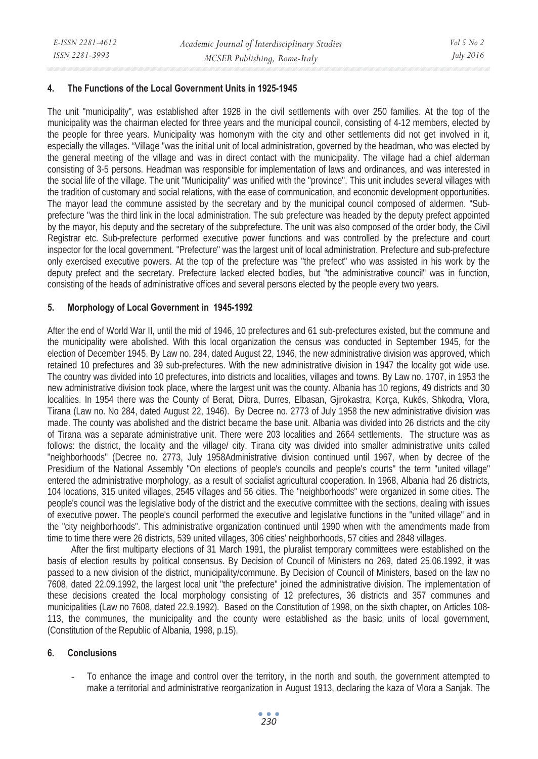## 4. The Functions of the Local Government Units in 1925-1945

The unit "municipality", was established after 1928 in the civil settlements with over 250 families. At the top of the municipality was the chairman elected for three years and the municipal council, consisting of 4-12 members, elected by the people for three years. Municipality was homonym with the city and other settlements did not get involved in it, especially the villages. "Village "was the initial unit of local administration, governed by the headman, who was elected by the general meeting of the village and was in direct contact with the municipality. The village had a chief alderman consisting of 3-5 persons. Headman was responsible for implementation of laws and ordinances, and was interested in the social life of the village. The unit "Municipality" was unified with the "province". This unit includes several villages with the tradition of customary and social relations, with the ease of communication, and economic development opportunities. The mayor lead the commune assisted by the secretary and by the municipal council composed of aldermen. "Sub-prefecture "was the third link in the local administration. The sub prefecture was headed by the deputy prefect appointed by the mayor, his deputy and the secretary of the subprefecture. The unit was also composed of the order body, the Civil Registrar etc. Sub-prefecture performed executive power functions and was controlled by the prefecture and court inspector for the local government. "Prefecture" was the largest unit of local administration. Prefecture and sub-prefecture only exercised executive powers. At the top of the prefecture was "the prefect" who was assisted in his work by the deputy prefect and the secretary. Prefecture lacked elected bodies, but "the administrative council" was in function, consisting of the heads of administrative offices and several persons elected by the people every two years.

## 5. Morphology of Local Government in 1945-1992

After the end of World War II, until the mid of 1946, 10 prefectures and 61 sub-prefectures existed, but the commune and the municipality were abolished. With this local organization the census was conducted in September 1945, for the election of December 1945. By Law no. 284, dated August 22, 1946, the new administrative division was approved, which retained 10 prefectures and 39 sub-prefectures. With the new administrative division in 1947 the locality got wide use. The country was divided into 10 prefectures, into districts and localities, villages and towns. By Law no. 1707, in 1953 the new administrative division took place, where the largest unit was the county. Albania has 10 regions, 49 districts and 30 localities. In 1954 there was the County of Berat, Dibra, Durres, Elbasan, Gjirokastra, Korça, Kukës, Shkodra, Vlora, Tirana (Law no. No 284, dated August 22, 1946). By Decree no. 2773 of July 1958 the new administrative division was made. The county was abolished and the district became the base unit. Albania was divided into 26 districts and the city of Tirana was a separate administrative unit. There were 203 localities and 2664 settlements. The structure was as follows: the district, the locality and the village/ city. Tirana city was divided into smaller administrative units called "neighborhoods" (Decree no. 2773, July 1958Administrative division continued until 1967, when by decree of the Presidium of the National Assembly "On elections of people's councils and people's courts" the term "united village" entered the administrative morphology, as a result of socialist agricultural cooperation. In 1968, Albania had 26 districts, 104 locations, 315 united villages, 2545 villages and 56 cities. The "neighborhoods" were organized in some cities. The people's council was the legislative body of the district and the executive committee with the sections, dealing with issues of executive power. The people's council performed the executive and legislative functions in the "united village" and in the "city neighborhoods". This administrative organization continued until 1990 when with the amendments made from time to time there were 26 districts, 539 united villages, 306 cities' neighborhoods, 57 cities and 2848 villages.

After the first multiparty elections of 31 March 1991, the pluralist temporary committees were established on the basis of election results by political consensus. By Decision of Council of Ministers no 269, dated 25.06.1992, it was passed to a new division of the district, municipality/commune. By Decision of Council of Ministers, based on the law no 7608, dated 22.09.1992, the largest local unit "the prefecture" joined the administrative division. The implementation of these decisions created the local morphology consisting of 12 prefectures, 36 districts and 357 communes and municipalities (Law no 7608, dated 22.9.1992). Based on the Constitution of 1998, on the sixth chapter, on Articles 108-113, the communes, the municipality and the county were established as the basic units of local government, (Constitution of the Republic of Albania, 1998, p.15).

## 6. Conclusions

- To enhance the image and control over the territory, in the north and south, the government attempted to make a territorial and administrative reorganization in August 1913, declaring the kaza of Vlora a Sanjak. The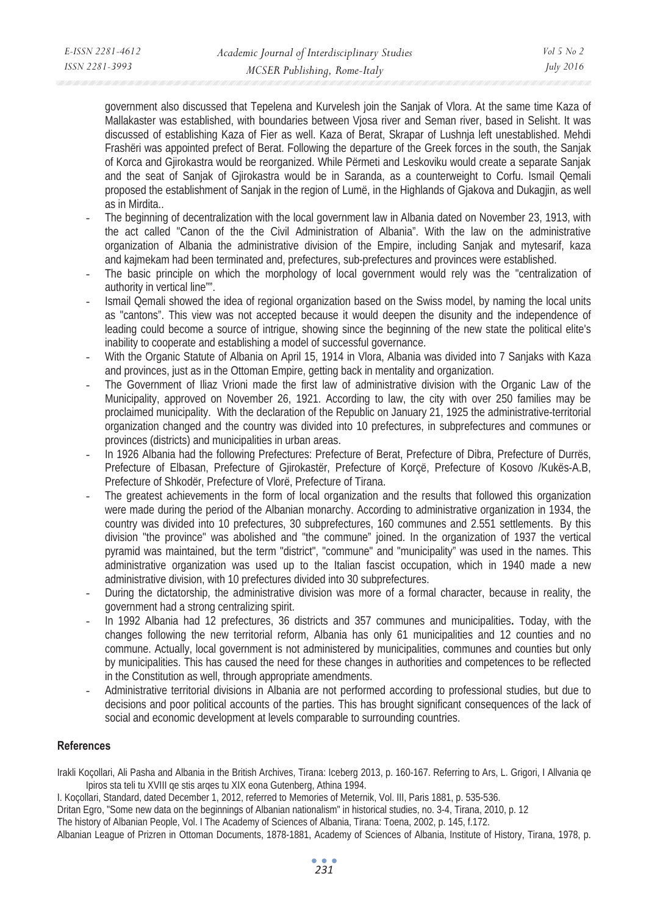government also discussed that Tepelena and Kurvelesh join the Sanjak of Vlora. At the same time Kaza of Mallakaster was established, with boundaries between Vjosa river and Seman river, based in Selisht. It was discussed of establishing Kaza of Fier as well. Kaza of Berat, Skrapar of Lushnja left unestablished. Mehdi Frashëri was appointed prefect of Berat. Following the departure of the Greek forces in the south, the Sanjak of Korca and Gjirokastra would be reorganized. While Përmeti and Leskoviku would create a separate Sanjak and the seat of Sanjak of Gjirokastra would be in Saranda, as a counterweight to Corfu. Ismail Qemali proposed the establishment of Sanjak in the region of Lumë, in the Highlands of Gjakova and Dukagjin, as well as in Mirdita..

- The beginning of decentralization with the local government law in Albania dated on November 23, 1913, with the act called "Canon of the the Civil Administration of Albania". With the law on the administrative organization of Albania the administrative division of the Empire, including Sanjak and mytesarif, kaza and kajmekam had been terminated and, prefectures, sub-prefectures and provinces were established.
- The basic principle on which the morphology of local government would rely was the "centralization of authority in vertical line"".
- Ismail Qemali showed the idea of regional organization based on the Swiss model, by naming the local units as "cantons". This view was not accepted because it would deepen the disunity and the independence of leading could become a source of intrigue, showing since the beginning of the new state the political elite's inability to cooperate and establishing a model of successful governance.
- With the Organic Statute of Albania on April 15, 1914 in Vlora, Albania was divided into 7 Sanjaks with Kaza and provinces, just as in the Ottoman Empire, getting back in mentality and organization.
- The Government of Iliaz Vrioni made the first law of administrative division with the Organic Law of the Municipality, approved on November 26, 1921. According to law, the city with over 250 families may be proclaimed municipality. With the declaration of the Republic on January 21, 1925 the administrative-territorial organization changed and the country was divided into 10 prefectures, in subprefectures and communes or provinces (districts) and municipalities in urban areas.
- In 1926 Albania had the following Prefectures: Prefecture of Berat, Prefecture of Dibra, Prefecture of Durrës, Prefecture of Elbasan, Prefecture of Gjirokastër, Prefecture of Korçë, Prefecture of Kosovo /Kukës-A.B, Prefecture of Shkodër, Prefecture of Vlorë, Prefecture of Tirana.
- The greatest achievements in the form of local organization and the results that followed this organization were made during the period of the Albanian monarchy. According to administrative organization in 1934, the country was divided into 10 prefectures, 30 subprefectures, 160 communes and 2.551 settlements. By this division "the province" was abolished and "the commune" joined. In the organization of 1937 the vertical pyramid was maintained, but the term "district", "commune" and "municipality" was used in the names. This administrative organization was used up to the Italian fascist occupation, which in 1940 made a new administrative division, with 10 prefectures divided into 30 subprefectures.
- During the dictatorship, the administrative division was more of a formal character, because in reality, the government had a strong centralizing spirit.
- In 1992 Albania had 12 prefectures, 36 districts and 357 communes and municipalities**.** Today, with the changes following the new territorial reform, Albania has only 61 municipalities and 12 counties and no commune. Actually, local government is not administered by municipalities, communes and counties but only by municipalities. This has caused the need for these changes in authorities and competences to be reflected in the Constitution as well, through appropriate amendments.
- Administrative territorial divisions in Albania are not performed according to professional studies, but due to decisions and poor political accounts of the parties. This has brought significant consequences of the lack of social and economic development at levels comparable to surrounding countries.

## References

Irakli Koçollari, Ali Pasha and Albania in the British Archives, Tirana: Iceberg 2013, p. 160-167. Referring to Ars, L. Grigori, I Allvania qe Ipiros sta teli tu XVIII qe stis arqes tu XIX eona Gutenberg, Athina 1994.

I. Koçollari, Standard, dated December 1, 2012, referred to Memories of Meternik, Vol. III, Paris 1881, p. 535-536.

Dritan Egro, "Some new data on the beginnings of Albanian nationalism" in historical studies, no. 3-4, Tirana, 2010, p. 12

The history of Albanian People, Vol. I The Academy of Sciences of Albania, Tirana: Toena, 2002, p. 145, f.172.

Albanian League of Prizren in Ottoman Documents, 1878-1881, Academy of Sciences of Albania, Institute of History, Tirana, 1978, p.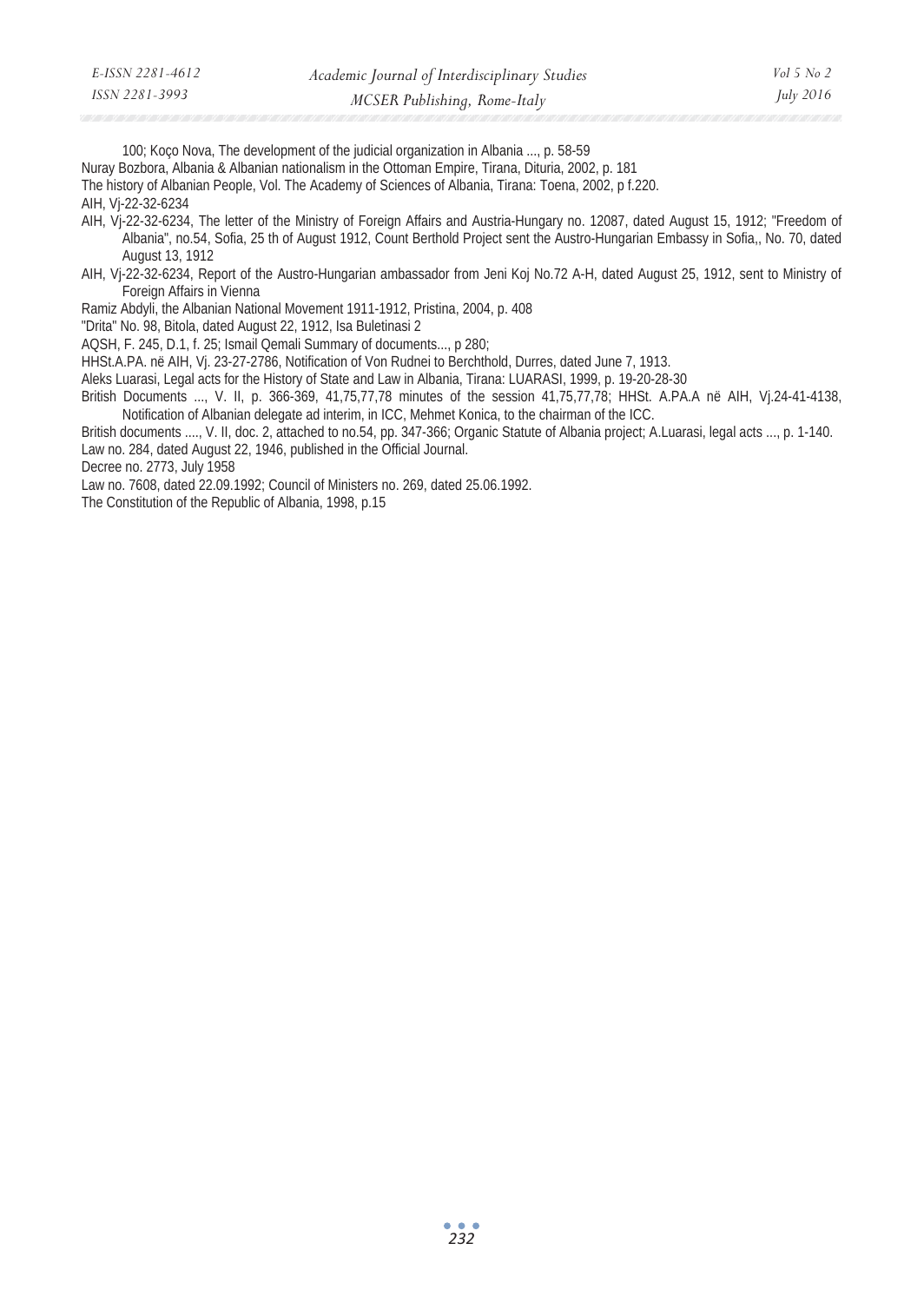100; Koço Nova, The development of the judicial organization in Albania ..., p. 58-59

Nuray Bozbora, Albania & Albanian nationalism in the Ottoman Empire, Tirana, Dituria, 2002, p. 181

The history of Albanian People, Vol. The Academy of Sciences of Albania, Tirana: Toena, 2002, p f.220.

AIH, Vj-22-32-6234

AIH, Vj-22-32-6234, The letter of the Ministry of Foreign Affairs and Austria-Hungary no. 12087, dated August 15, 1912; "Freedom of Albania", no.54, Sofia, 25 th of August 1912, Count Berthold Project sent the Austro-Hungarian Embassy in Sofia,, No. 70, dated August 13, 1912

AIH, Vj-22-32-6234, Report of the Austro-Hungarian ambassador from Jeni Koj No.72 A-H, dated August 25, 1912, sent to Ministry of Foreign Affairs in Vienna

Ramiz Abdyli, the Albanian National Movement 1911-1912, Pristina, 2004, p. 408

"Drita" No. 98, Bitola, dated August 22, 1912, Isa Buletinasi 2

AQSH, F. 245, D.1, f. 25; Ismail Qemali Summary of documents..., p 280;

HHSt.A.PA. në AIH, Vj. 23-27-2786, Notification of Von Rudnei to Berchthold, Durres, dated June 7, 1913.

Aleks Luarasi, Legal acts for the History of State and Law in Albania, Tirana: LUARASI, 1999, p. 19-20-28-30

British Documents ..., V. II, p. 366-369, 41,75,77,78 minutes of the session 41,75,77,78; HHSt. A.PA.A në AIH, Vj.24-41-4138, Notification of Albanian delegate ad interim, in ICC, Mehmet Konica, to the chairman of the ICC.

British documents ...., V. II, doc. 2, attached to no.54, pp. 347-366; Organic Statute of Albania project; A.Luarasi, legal acts ..., p. 1-140.

Law no. 284, dated August 22, 1946, published in the Official Journal.

Decree no. 2773, July 1958

Law no. 7608, dated 22.09.1992; Council of Ministers no. 269, dated 25.06.1992.

The Constitution of the Republic of Albania, 1998, p.15